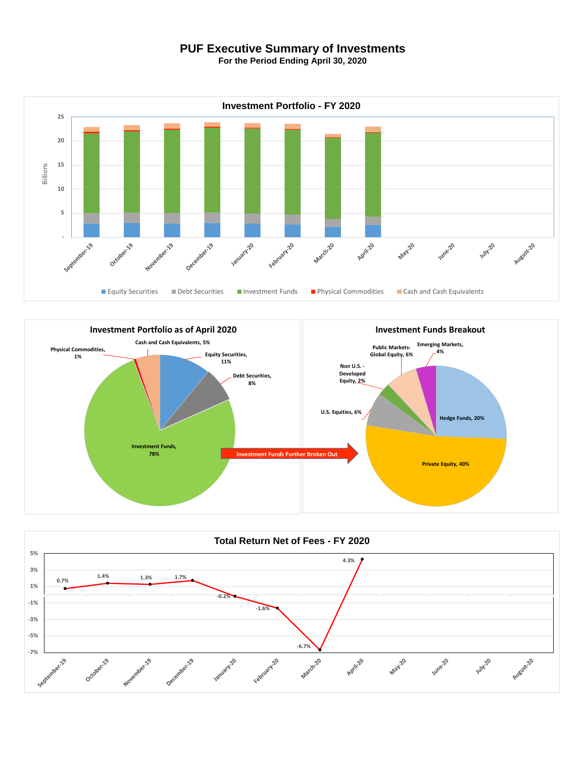# PUF Executive Summary of Investments

**For the Period Ending April 30, 2020**

## Investment Portfolio - FY 2020

Billions

25, 20, 15, 10, 5, -

September-19, October-19, November-19, December-19, January-20, February-20, March-20, April-20, May-20, June-20, July-20, August-20

Equity Securities | Debt Securities | Investment Funds | Physical Commodities | Cash and Cash Equivalents

## Investment Portfolio as of April 2020

- Cash and Cash Equivalents, 5%
- Physical Commodities, 1%
- Equity Securities, 11%
- Debt Securities, 8%
- Investment Funds, 78%

Investment Funds Further Broken Out

## Investment Funds Breakout

- Public Markets-Global Equity, 6%
- Emerging Markets, 4%
- Non U.S. - Developed Equity, 2%
- U.S. Equities, 6%
- Hedge Funds, 20%
- Private Equity, 40%

## Total Return Net of Fees - FY 2020

| Month | Return |
|---|---|
| September-19 | 0.7% |
| October-19 | 1.4% |
| November-19 | 1.3% |
| December-19 | 1.7% |
| January-20 | -0.2% |
| February-20 | -1.6% |
| March-20 | -6.7% |
| April-20 | 4.3% |
| May-20 | |
| June-20 | |
| July-20 | |
| August-20 | |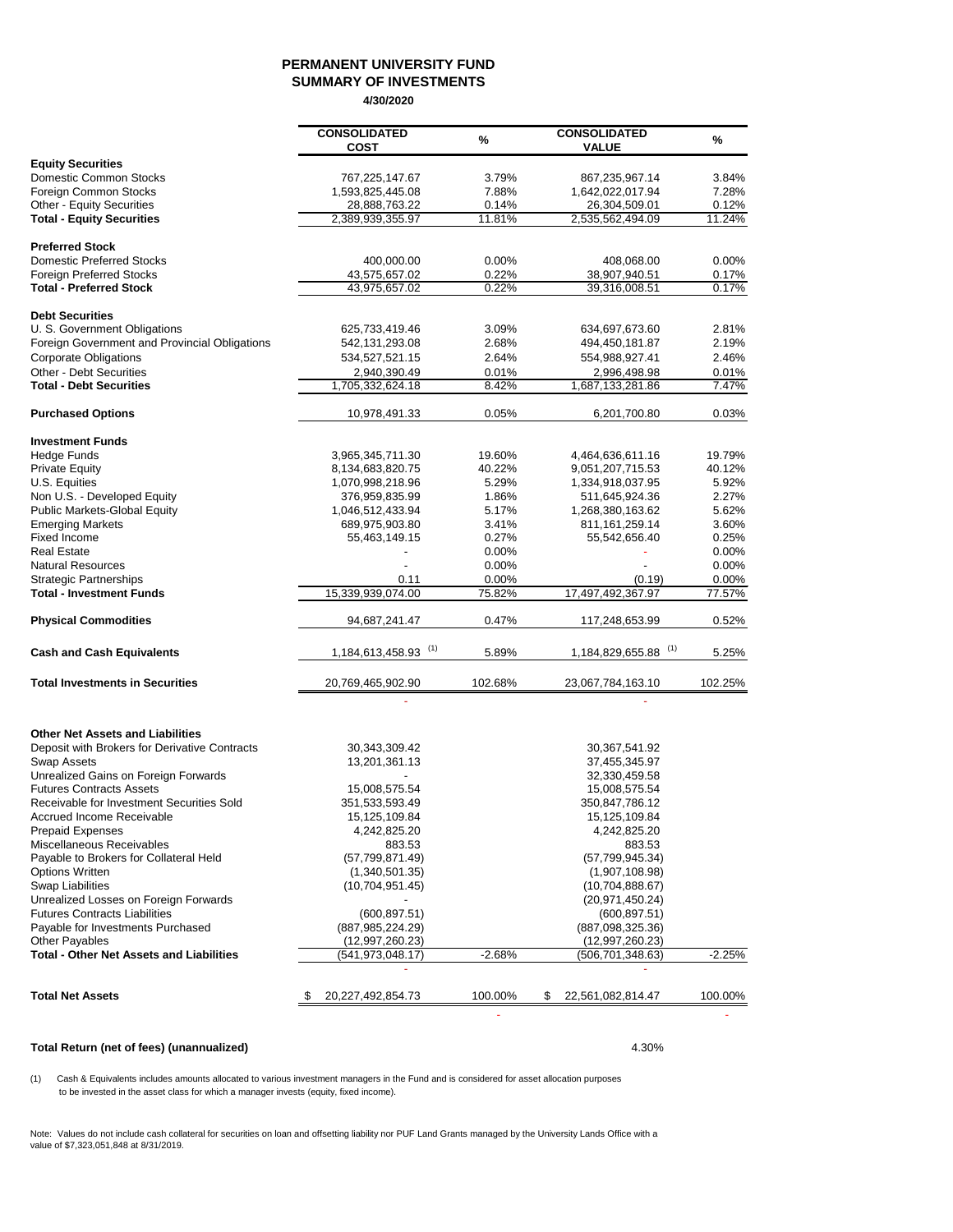# PERMANENT UNIVERSITY FUND
## SUMMARY OF INVESTMENTS
**4/30/2020**

| | CONSOLIDATED COST | % | CONSOLIDATED VALUE | % |
|---|---|---|---|---|
| **Equity Securities** | | | | |
| Domestic Common Stocks | 767,225,147.67 | 3.79% | 867,235,967.14 | 3.84% |
| Foreign Common Stocks | 1,593,825,445.08 | 7.88% | 1,642,022,017.94 | 7.28% |
| Other - Equity Securities | 28,888,763.22 | 0.14% | 26,304,509.01 | 0.12% |
| **Total - Equity Securities** | 2,389,939,355.97 | 11.81% | 2,535,562,494.09 | 11.24% |
| **Preferred Stock** | | | | |
| Domestic Preferred Stocks | 400,000.00 | 0.00% | 408,068.00 | 0.00% |
| Foreign Preferred Stocks | 43,575,657.02 | 0.22% | 38,907,940.51 | 0.17% |
| **Total - Preferred Stock** | 43,975,657.02 | 0.22% | 39,316,008.51 | 0.17% |
| **Debt Securities** | | | | |
| U. S. Government Obligations | 625,733,419.46 | 3.09% | 634,697,673.60 | 2.81% |
| Foreign Government and Provincial Obligations | 542,131,293.08 | 2.68% | 494,450,181.87 | 2.19% |
| Corporate Obligations | 534,527,521.15 | 2.64% | 554,988,927.41 | 2.46% |
| Other - Debt Securities | 2,940,390.49 | 0.01% | 2,996,498.98 | 0.01% |
| **Total - Debt Securities** | 1,705,332,624.18 | 8.42% | 1,687,133,281.86 | 7.47% |
| **Purchased Options** | 10,978,491.33 | 0.05% | 6,201,700.80 | 0.03% |
| **Investment Funds** | | | | |
| Hedge Funds | 3,965,345,711.30 | 19.60% | 4,464,636,611.16 | 19.79% |
| Private Equity | 8,134,683,820.75 | 40.22% | 9,051,207,715.53 | 40.12% |
| U.S. Equities | 1,070,998,218.96 | 5.29% | 1,334,918,037.95 | 5.92% |
| Non U.S. - Developed Equity | 376,959,835.99 | 1.86% | 511,645,924.36 | 2.27% |
| Public Markets-Global Equity | 1,046,512,433.94 | 5.17% | 1,268,380,163.62 | 5.62% |
| Emerging Markets | 689,975,903.80 | 3.41% | 811,161,259.14 | 3.60% |
| Fixed Income | 55,463,149.15 | 0.27% | 55,542,656.40 | 0.25% |
| Real Estate | - | 0.00% | - | 0.00% |
| Natural Resources | - | 0.00% | - | 0.00% |
| Strategic Partnerships | 0.11 | 0.00% | (0.19) | 0.00% |
| **Total - Investment Funds** | 15,339,939,074.00 | 75.82% | 17,497,492,367.97 | 77.57% |
| **Physical Commodities** | 94,687,241.47 | 0.47% | 117,248,653.99 | 0.52% |
| **Cash and Cash Equivalents** | 1,184,613,458.93 (1) | 5.89% | 1,184,829,655.88 (1) | 5.25% |
| **Total Investments in Securities** | 20,769,465,902.90 | 102.68% | 23,067,784,163.10 | 102.25% |
| | - | | - | |
| **Other Net Assets and Liabilities** | | | | |
| Deposit with Brokers for Derivative Contracts | 30,343,309.42 | | 30,367,541.92 | |
| Swap Assets | 13,201,361.13 | | 37,455,345.97 | |
| Unrealized Gains on Foreign Forwards | - | | 32,330,459.58 | |
| Futures Contracts Assets | 15,008,575.54 | | 15,008,575.54 | |
| Receivable for Investment Securities Sold | 351,533,593.49 | | 350,847,786.12 | |
| Accrued Income Receivable | 15,125,109.84 | | 15,125,109.84 | |
| Prepaid Expenses | 4,242,825.20 | | 4,242,825.20 | |
| Miscellaneous Receivables | 883.53 | | 883.53 | |
| Payable to Brokers for Collateral Held | (57,799,871.49) | | (57,799,945.34) | |
| Options Written | (1,340,501.35) | | (1,907,108.98) | |
| Swap Liabilities | (10,704,951.45) | | (10,704,888.67) | |
| Unrealized Losses on Foreign Forwards | - | | (20,971,450.24) | |
| Futures Contracts Liabilities | (600,897.51) | | (600,897.51) | |
| Payable for Investments Purchased | (887,985,224.29) | | (887,098,325.36) | |
| Other Payables | (12,997,260.23) | | (12,997,260.23) | |
| **Total - Other Net Assets and Liabilities** | (541,973,048.17) | -2.68% | (506,701,348.63) | -2.25% |
| | - | | - | |
| **Total Net Assets** | $ 20,227,492,854.73 | 100.00% | $ 22,561,082,814.47 | 100.00% |
| | | - | | - |

**Total Return (net of fees) (unannualized)** 4.30%

(1) Cash & Equivalents includes amounts allocated to various investment managers in the Fund and is considered for asset allocation purposes to be invested in the asset class for which a manager invests (equity, fixed income).

Note: Values do not include cash collateral for securities on loan and offsetting liability nor PUF Land Grants managed by the University Lands Office with a value of $7,323,051,848 at 8/31/2019.